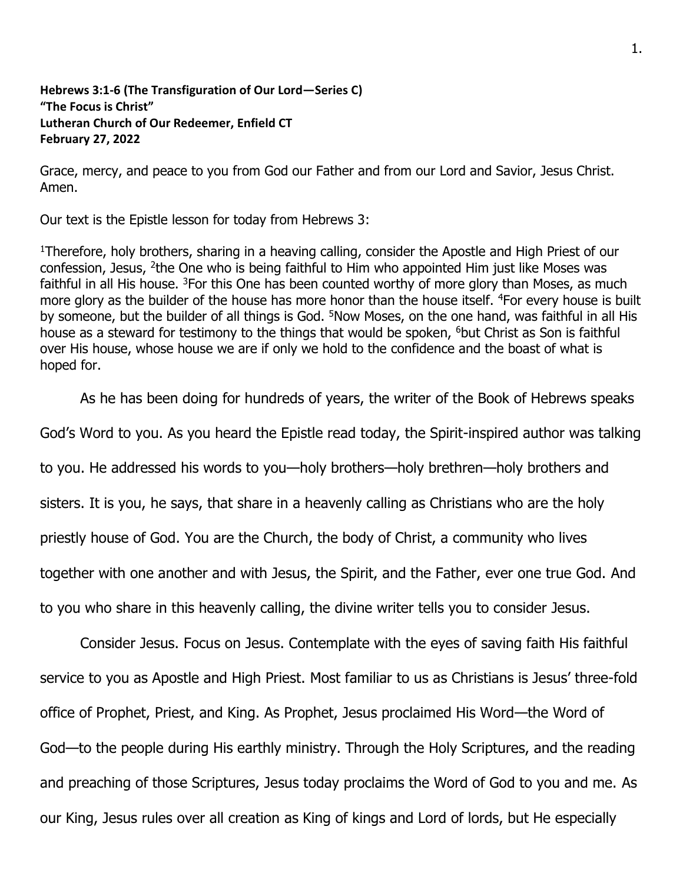**Hebrews 3:1-6 (The Transfiguration of Our Lord—Series C)**
**"The Focus is Christ"**
**Lutheran Church of Our Redeemer, Enfield CT**
**February 27, 2022**

Grace, mercy, and peace to you from God our Father and from our Lord and Savior, Jesus Christ. Amen.

Our text is the Epistle lesson for today from Hebrews 3:

[1]Therefore, holy brothers, sharing in a heaving calling, consider the Apostle and High Priest of our confession, Jesus, [2]the One who is being faithful to Him who appointed Him just like Moses was faithful in all His house. [3]For this One has been counted worthy of more glory than Moses, as much more glory as the builder of the house has more honor than the house itself. [4]For every house is built by someone, but the builder of all things is God. [5]Now Moses, on the one hand, was faithful in all His house as a steward for testimony to the things that would be spoken, [6]but Christ as Son is faithful over His house, whose house we are if only we hold to the confidence and the boast of what is hoped for.

As he has been doing for hundreds of years, the writer of the Book of Hebrews speaks God's Word to you. As you heard the Epistle read today, the Spirit-inspired author was talking to you. He addressed his words to you—holy brothers—holy brethren—holy brothers and sisters. It is you, he says, that share in a heavenly calling as Christians who are the holy priestly house of God. You are the Church, the body of Christ, a community who lives together with one another and with Jesus, the Spirit, and the Father, ever one true God. And to you who share in this heavenly calling, the divine writer tells you to consider Jesus.

Consider Jesus. Focus on Jesus. Contemplate with the eyes of saving faith His faithful service to you as Apostle and High Priest. Most familiar to us as Christians is Jesus' three-fold office of Prophet, Priest, and King. As Prophet, Jesus proclaimed His Word—the Word of God—to the people during His earthly ministry. Through the Holy Scriptures, and the reading and preaching of those Scriptures, Jesus today proclaims the Word of God to you and me. As our King, Jesus rules over all creation as King of kings and Lord of lords, but He especially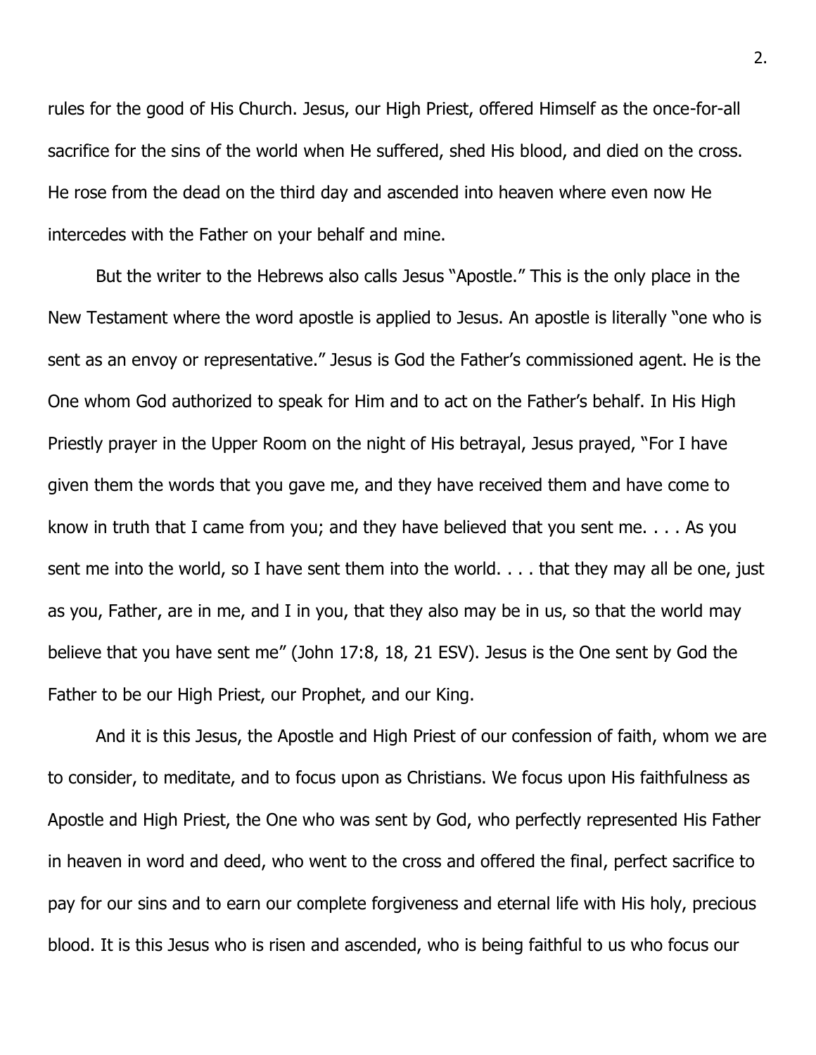rules for the good of His Church. Jesus, our High Priest, offered Himself as the once-for-all sacrifice for the sins of the world when He suffered, shed His blood, and died on the cross. He rose from the dead on the third day and ascended into heaven where even now He intercedes with the Father on your behalf and mine.

But the writer to the Hebrews also calls Jesus "Apostle." This is the only place in the New Testament where the word apostle is applied to Jesus. An apostle is literally "one who is sent as an envoy or representative." Jesus is God the Father's commissioned agent. He is the One whom God authorized to speak for Him and to act on the Father's behalf. In His High Priestly prayer in the Upper Room on the night of His betrayal, Jesus prayed, "For I have given them the words that you gave me, and they have received them and have come to know in truth that I came from you; and they have believed that you sent me. . . . As you sent me into the world, so I have sent them into the world. . . . that they may all be one, just as you, Father, are in me, and I in you, that they also may be in us, so that the world may believe that you have sent me" (John 17:8, 18, 21 ESV). Jesus is the One sent by God the Father to be our High Priest, our Prophet, and our King.

And it is this Jesus, the Apostle and High Priest of our confession of faith, whom we are to consider, to meditate, and to focus upon as Christians. We focus upon His faithfulness as Apostle and High Priest, the One who was sent by God, who perfectly represented His Father in heaven in word and deed, who went to the cross and offered the final, perfect sacrifice to pay for our sins and to earn our complete forgiveness and eternal life with His holy, precious blood. It is this Jesus who is risen and ascended, who is being faithful to us who focus our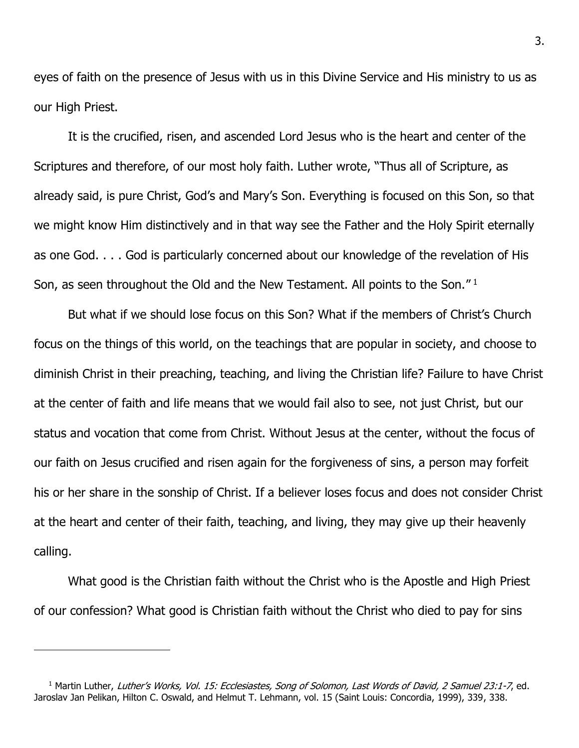eyes of faith on the presence of Jesus with us in this Divine Service and His ministry to us as our High Priest.

It is the crucified, risen, and ascended Lord Jesus who is the heart and center of the Scriptures and therefore, of our most holy faith. Luther wrote, "Thus all of Scripture, as already said, is pure Christ, God's and Mary's Son. Everything is focused on this Son, so that we might know Him distinctively and in that way see the Father and the Holy Spirit eternally as one God. . . . God is particularly concerned about our knowledge of the revelation of His Son, as seen throughout the Old and the New Testament. All points to the Son."[1]

But what if we should lose focus on this Son? What if the members of Christ's Church focus on the things of this world, on the teachings that are popular in society, and choose to diminish Christ in their preaching, teaching, and living the Christian life? Failure to have Christ at the center of faith and life means that we would fail also to see, not just Christ, but our status and vocation that come from Christ. Without Jesus at the center, without the focus of our faith on Jesus crucified and risen again for the forgiveness of sins, a person may forfeit his or her share in the sonship of Christ. If a believer loses focus and does not consider Christ at the heart and center of their faith, teaching, and living, they may give up their heavenly calling.

What good is the Christian faith without the Christ who is the Apostle and High Priest of our confession? What good is Christian faith without the Christ who died to pay for sins

---

[1] Martin Luther, *Luther's Works, Vol. 15: Ecclesiastes, Song of Solomon, Last Words of David, 2 Samuel 23:1-7*, ed. Jaroslav Jan Pelikan, Hilton C. Oswald, and Helmut T. Lehmann, vol. 15 (Saint Louis: Concordia, 1999), 339, 338.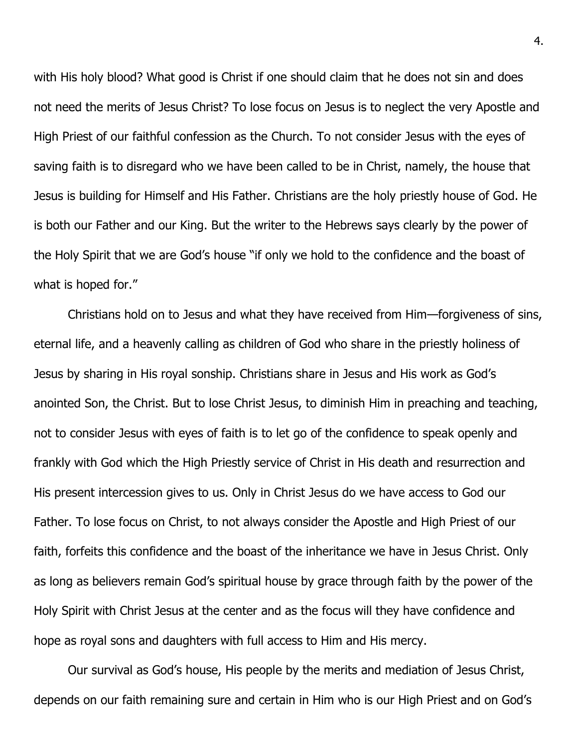with His holy blood? What good is Christ if one should claim that he does not sin and does not need the merits of Jesus Christ? To lose focus on Jesus is to neglect the very Apostle and High Priest of our faithful confession as the Church. To not consider Jesus with the eyes of saving faith is to disregard who we have been called to be in Christ, namely, the house that Jesus is building for Himself and His Father. Christians are the holy priestly house of God. He is both our Father and our King. But the writer to the Hebrews says clearly by the power of the Holy Spirit that we are God's house "if only we hold to the confidence and the boast of what is hoped for."

Christians hold on to Jesus and what they have received from Him—forgiveness of sins, eternal life, and a heavenly calling as children of God who share in the priestly holiness of Jesus by sharing in His royal sonship. Christians share in Jesus and His work as God's anointed Son, the Christ. But to lose Christ Jesus, to diminish Him in preaching and teaching, not to consider Jesus with eyes of faith is to let go of the confidence to speak openly and frankly with God which the High Priestly service of Christ in His death and resurrection and His present intercession gives to us. Only in Christ Jesus do we have access to God our Father. To lose focus on Christ, to not always consider the Apostle and High Priest of our faith, forfeits this confidence and the boast of the inheritance we have in Jesus Christ. Only as long as believers remain God's spiritual house by grace through faith by the power of the Holy Spirit with Christ Jesus at the center and as the focus will they have confidence and hope as royal sons and daughters with full access to Him and His mercy.

Our survival as God's house, His people by the merits and mediation of Jesus Christ, depends on our faith remaining sure and certain in Him who is our High Priest and on God's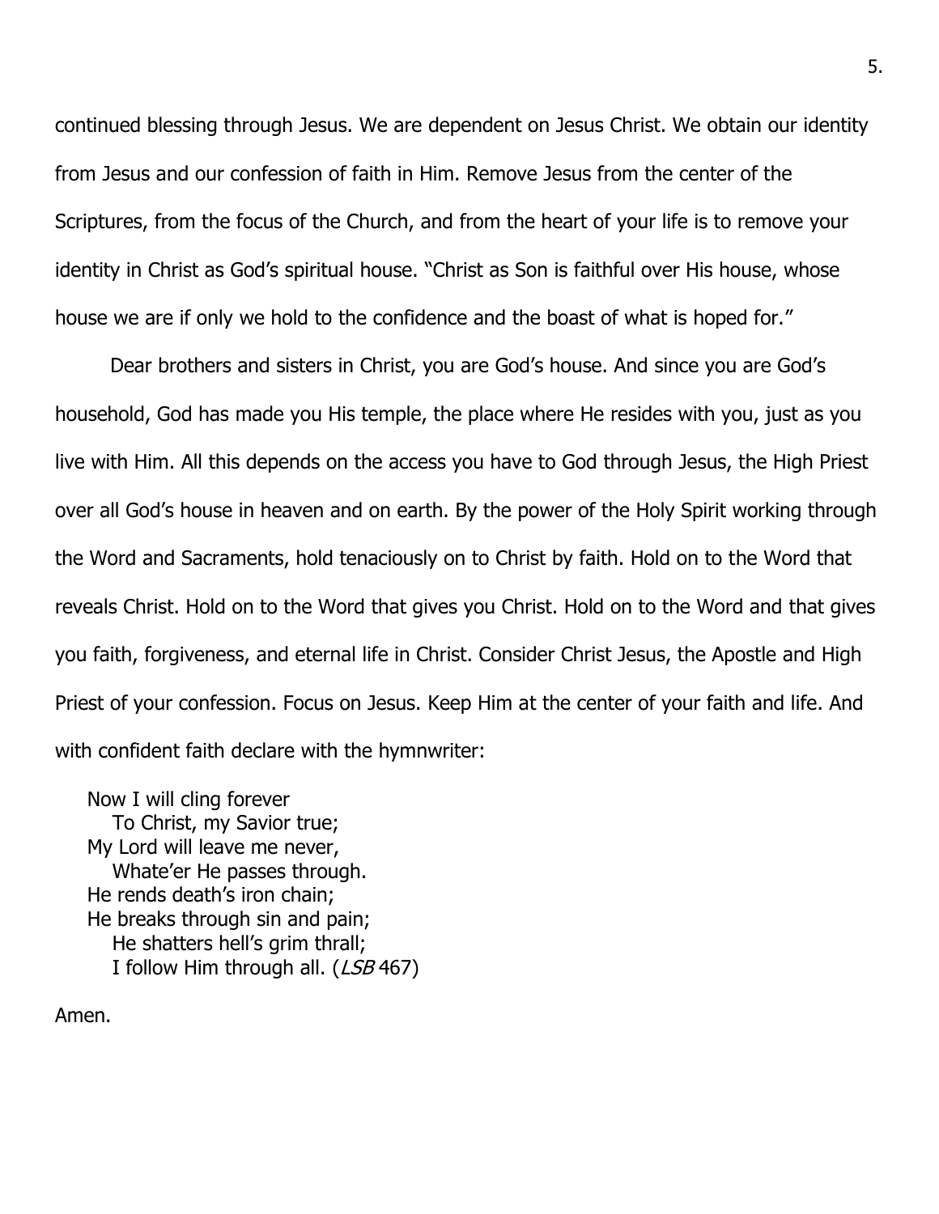continued blessing through Jesus. We are dependent on Jesus Christ. We obtain our identity from Jesus and our confession of faith in Him. Remove Jesus from the center of the Scriptures, from the focus of the Church, and from the heart of your life is to remove your identity in Christ as God's spiritual house. "Christ as Son is faithful over His house, whose house we are if only we hold to the confidence and the boast of what is hoped for."

Dear brothers and sisters in Christ, you are God's house. And since you are God's household, God has made you His temple, the place where He resides with you, just as you live with Him. All this depends on the access you have to God through Jesus, the High Priest over all God's house in heaven and on earth. By the power of the Holy Spirit working through the Word and Sacraments, hold tenaciously on to Christ by faith. Hold on to the Word that reveals Christ. Hold on to the Word that gives you Christ. Hold on to the Word and that gives you faith, forgiveness, and eternal life in Christ. Consider Christ Jesus, the Apostle and High Priest of your confession. Focus on Jesus. Keep Him at the center of your faith and life. And with confident faith declare with the hymnwriter:

> Now I will cling forever  
> To Christ, my Savior true;  
> My Lord will leave me never,  
> Whate'er He passes through.  
> He rends death's iron chain;  
> He breaks through sin and pain;  
> He shatters hell's grim thrall;  
> I follow Him through all. (*LSB* 467)

Amen.